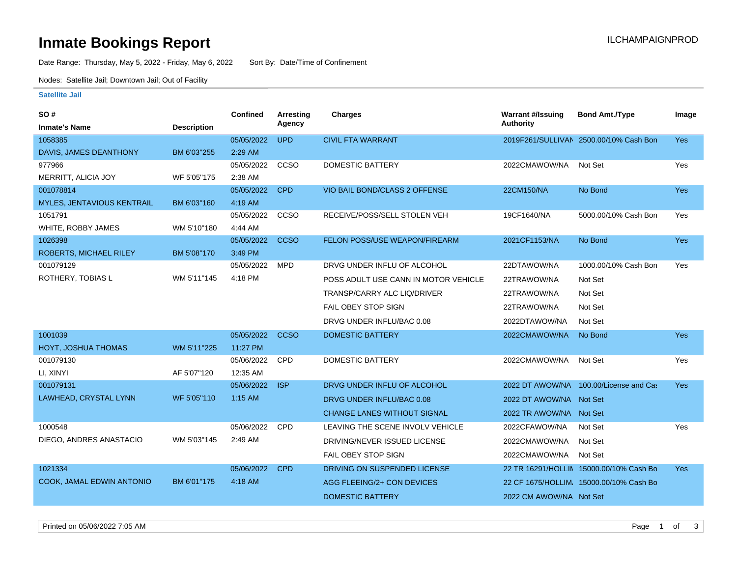# Inmate Bookings Report

ILCHAMPAIGNPROD

Date Range: Thursday, May 5, 2022 - Friday, May 6, 2022 Sort By: Date/Time of Confinement

Nodes: Satellite Jail; Downtown Jail; Out of Facility

### Satellite Jail

| SO # / Inmate's Name | Description | Confined | Arresting Agency | Charges | Warrant #/Issuing Authority | Bond Amt./Type | Image |
|---|---|---|---|---|---|---|---|
| 1058385 | | 05/05/2022 | UPD | CIVIL FTA WARRANT | 2019F261/SULLIVAN | 2500.00/10% Cash Bon | Yes |
| DAVIS, JAMES DEANTHONY | BM 6'03"255 | 2:29 AM | | | | | |
| 977966 | | 05/05/2022 | CCSO | DOMESTIC BATTERY | 2022CMAWOW/NA | Not Set | Yes |
| MERRITT, ALICIA JOY | WF 5'05"175 | 2:38 AM | | | | | |
| 001078814 | | 05/05/2022 | CPD | VIO BAIL BOND/CLASS 2 OFFENSE | 22CM150/NA | No Bond | Yes |
| MYLES, JENTAVIOUS KENTRAIL | BM 6'03"160 | 4:19 AM | | | | | |
| 1051791 | | 05/05/2022 | CCSO | RECEIVE/POSS/SELL STOLEN VEH | 19CF1640/NA | 5000.00/10% Cash Bon | Yes |
| WHITE, ROBBY JAMES | WM 5'10"180 | 4:44 AM | | | | | |
| 1026398 | | 05/05/2022 | CCSO | FELON POSS/USE WEAPON/FIREARM | 2021CF1153/NA | No Bond | Yes |
| ROBERTS, MICHAEL RILEY | BM 5'08"170 | 3:49 PM | | | | | |
| 001079129 | | 05/05/2022 | MPD | DRVG UNDER INFLU OF ALCOHOL | 22DTAWOW/NA | 1000.00/10% Cash Bon | Yes |
| ROTHERY, TOBIAS L | WM 5'11"145 | 4:18 PM | | POSS ADULT USE CANN IN MOTOR VEHICLE | 22TRAWOW/NA | Not Set | |
| | | | | TRANSP/CARRY ALC LIQ/DRIVER | 22TRAWOW/NA | Not Set | |
| | | | | FAIL OBEY STOP SIGN | 22TRAWOW/NA | Not Set | |
| | | | | DRVG UNDER INFLU/BAC 0.08 | 2022DTAWOW/NA | Not Set | |
| 1001039 | | 05/05/2022 | CCSO | DOMESTIC BATTERY | 2022CMAWOW/NA | No Bond | Yes |
| HOYT, JOSHUA THOMAS | WM 5'11"225 | 11:27 PM | | | | | |
| 001079130 | | 05/06/2022 | CPD | DOMESTIC BATTERY | 2022CMAWOW/NA | Not Set | Yes |
| LI, XINYI | AF 5'07"120 | 12:35 AM | | | | | |
| 001079131 | | 05/06/2022 | ISP | DRVG UNDER INFLU OF ALCOHOL | 2022 DT AWOW/NA | 100.00/License and Cas | Yes |
| LAWHEAD, CRYSTAL LYNN | WF 5'05"110 | 1:15 AM | | DRVG UNDER INFLU/BAC 0.08 | 2022 DT AWOW/NA | Not Set | |
| | | | | CHANGE LANES WITHOUT SIGNAL | 2022 TR AWOW/NA | Not Set | |
| 1000548 | | 05/06/2022 | CPD | LEAVING THE SCENE INVOLV VEHICLE | 2022CFAWOW/NA | Not Set | Yes |
| DIEGO, ANDRES ANASTACIO | WM 5'03"145 | 2:49 AM | | DRIVING/NEVER ISSUED LICENSE | 2022CMAWOW/NA | Not Set | |
| | | | | FAIL OBEY STOP SIGN | 2022CMAWOW/NA | Not Set | |
| 1021334 | | 05/06/2022 | CPD | DRIVING ON SUSPENDED LICENSE | 22 TR 16291/HOLLIN | 15000.00/10% Cash Bo | Yes |
| COOK, JAMAL EDWIN ANTONIO | BM 6'01"175 | 4:18 AM | | AGG FLEEING/2+ CON DEVICES | 22 CF 1675/HOLLIM. | 15000.00/10% Cash Bo | |
| | | | | DOMESTIC BATTERY | 2022 CM AWOW/NA | Not Set | |

Printed on 05/06/2022 7:05 AM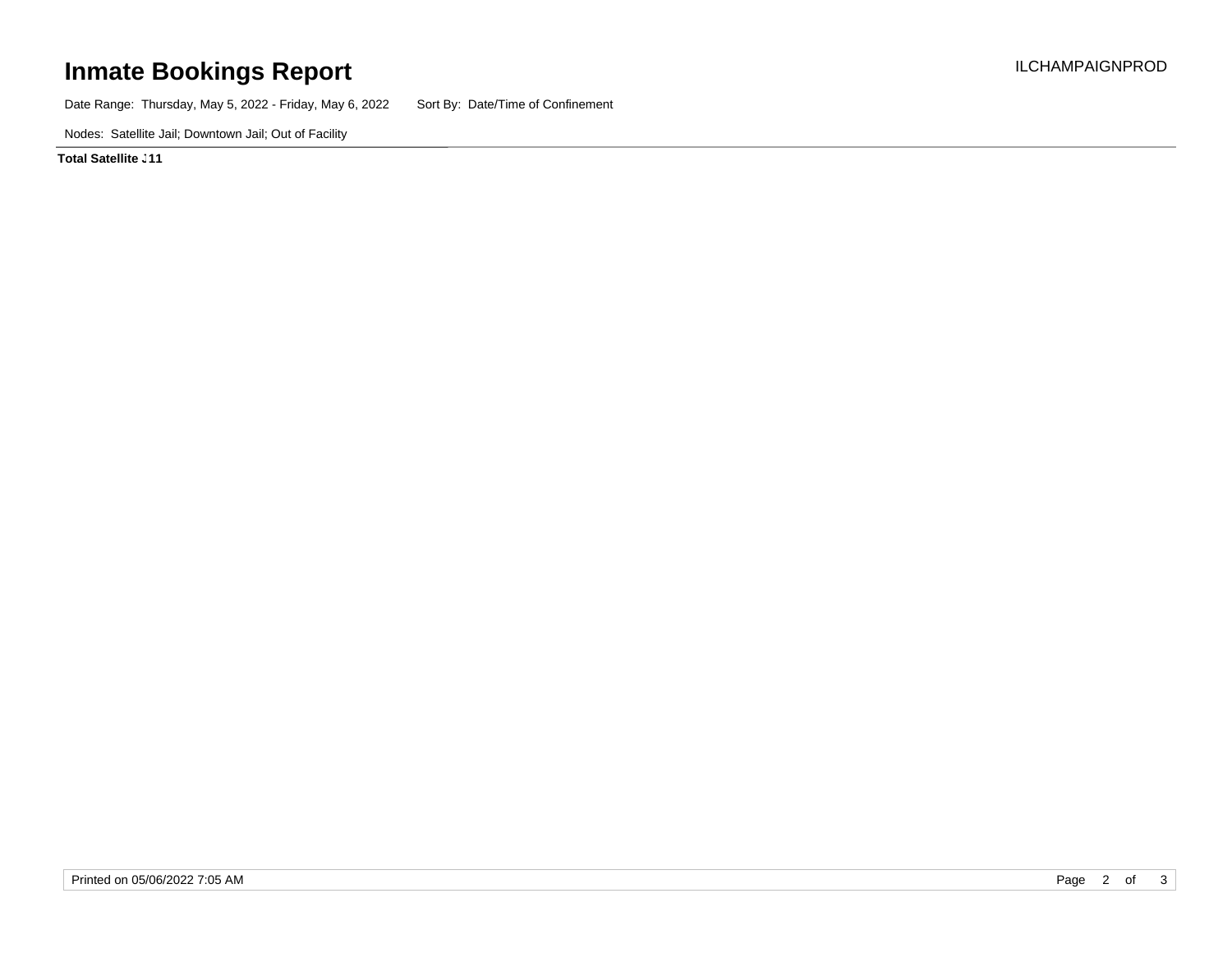# Inmate Bookings Report

ILCHAMPAIGNPROD

Date Range: Thursday, May 5, 2022 - Friday, May 6, 2022     Sort By: Date/Time of Confinement

Nodes: Satellite Jail; Downtown Jail; Out of Facility

**Total Satellite J11**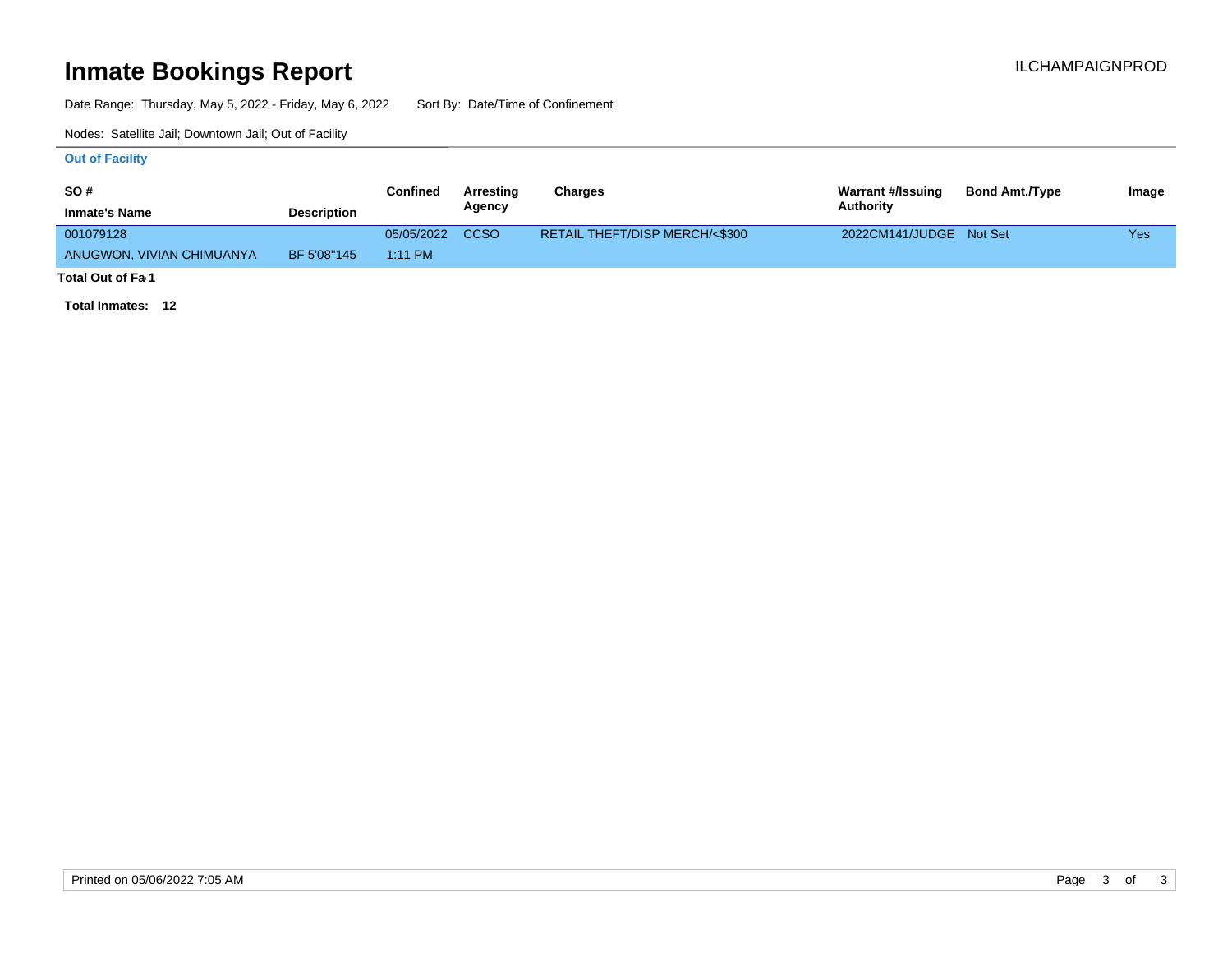# Inmate Bookings Report

ILCHAMPAIGNPROD

Date Range: Thursday, May 5, 2022 - Friday, May 6, 2022 Sort By: Date/Time of Confinement

Nodes: Satellite Jail; Downtown Jail; Out of Facility

**Out of Facility**

| SO # / Inmate's Name | Description | Confined | Arresting Agency | Charges | Warrant #/Issuing Authority | Bond Amt./Type | Image |
|---|---|---|---|---|---|---|---|
| 001079128 | | 05/05/2022 | CCSO | RETAIL THEFT/DISP MERCH/<$300 | 2022CM141/JUDGE | Not Set | Yes |
| ANUGWON, VIVIAN CHIMUANYA | BF 5'08"145 | 1:11 PM | | | | | |

**Total Out of Fa 1**

**Total Inmates: 12**

Printed on 05/06/2022 7:05 AM